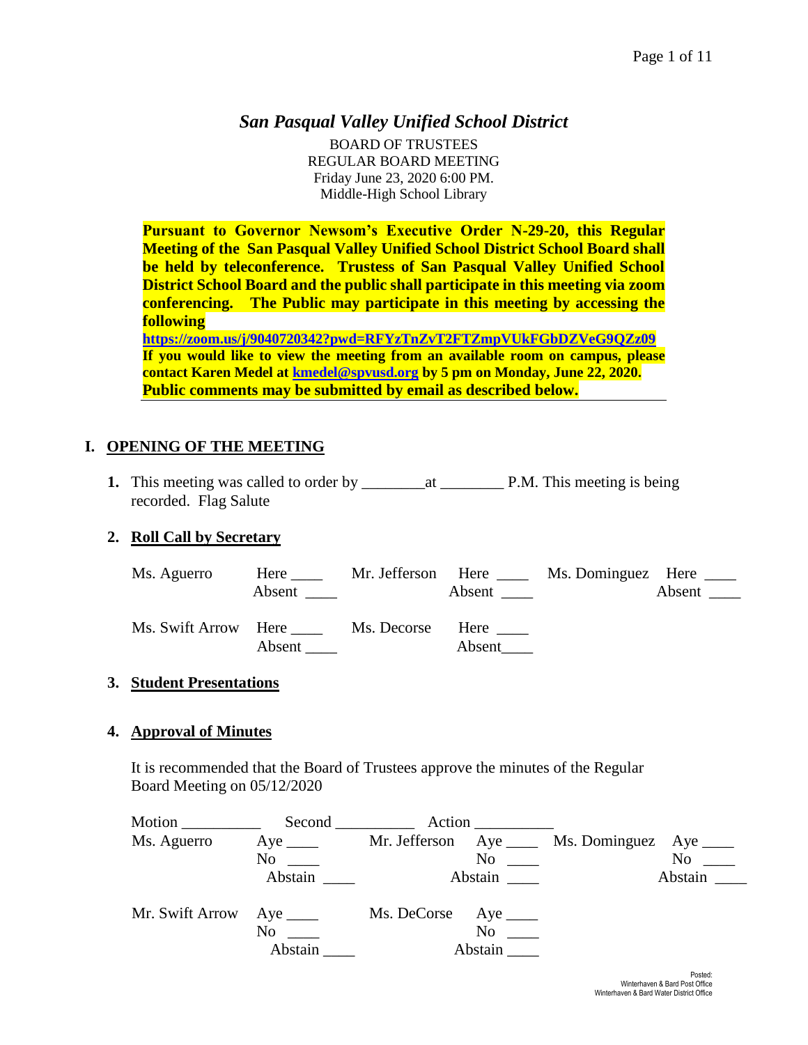# *San Pasqual Valley Unified School District*

BOARD OF TRUSTEES
REGULAR BOARD MEETING
Friday June 23, 2020 6:00 PM.
Middle-High School Library

**Pursuant to Governor Newsom's Executive Order N-29-20, this Regular Meeting of the San Pasqual Valley Unified School District School Board shall be held by teleconference. Trustess of San Pasqual Valley Unified School District School Board and the public shall participate in this meeting via zoom conferencing. The Public may participate in this meeting by accessing the following**
**https://zoom.us/j/9040720342?pwd=RFYzTnZvT2FTZmpVUkFGbDZVeG9QZz09**
**If you would like to view the meeting from an available room on campus, please contact Karen Medel at kmedel@spvusd.org by 5 pm on Monday, June 22, 2020.**
**Public comments may be submitted by email as described below.**

## I. OPENING OF THE MEETING

**1.** This meeting was called to order by ________at ________ P.M. This meeting is being recorded. Flag Salute

**2. Roll Call by Secretary**

| | | | | | |
|---|---|---|---|---|---|
| Ms. Aguerro | Here ____ Absent ____ | Mr. Jefferson | Here ____ Absent ____ | Ms. Dominguez | Here ____ Absent ____ |
| Ms. Swift Arrow | Here ____ Absent ____ | Ms. Decorse | Here ____ Absent____ | | |

**3. Student Presentations**

**4. Approval of Minutes**

It is recommended that the Board of Trustees approve the minutes of the Regular Board Meeting on 05/12/2020

Motion __________ Second __________ Action __________

| | | | | | |
|---|---|---|---|---|---|
| Ms. Aguerro | Aye ____ No ____ Abstain ____ | Mr. Jefferson | Aye ____ No ____ Abstain ____ | Ms. Dominguez | Aye ____ No ____ Abstain ____ |
| Mr. Swift Arrow | Aye ____ No ____ Abstain ____ | Ms. DeCorse | Aye ____ No ____ Abstain ____ | | |

Posted:
Winterhaven & Bard Post Office
Winterhaven & Bard Water District Office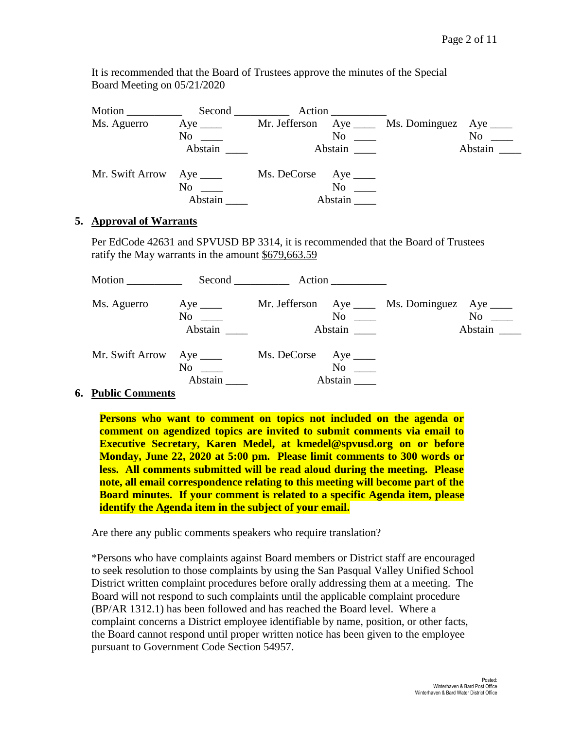It is recommended that the Board of Trustees approve the minutes of the Special Board Meeting on 05/21/2020

Motion __________ Second __________ Action __________

| | | | | | |
|---|---|---|---|---|---|
| Ms. Aguerro | Aye ____<br>No ____<br>Abstain ____ | Mr. Jefferson | Aye ____<br>No ____<br>Abstain ____ | Ms. Dominguez | Aye ____<br>No ____<br>Abstain ____ |
| Mr. Swift Arrow | Aye ____<br>No ____<br>Abstain ____ | Ms. DeCorse | Aye ____<br>No ____<br>Abstain ____ | | |

**5. Approval of Warrants**

Per EdCode 42631 and SPVUSD BP 3314, it is recommended that the Board of Trustees ratify the May warrants in the amount $679,663.59

Motion __________ Second __________ Action __________

| | | | | | |
|---|---|---|---|---|---|
| Ms. Aguerro | Aye ____<br>No ____<br>Abstain ____ | Mr. Jefferson | Aye ____<br>No ____<br>Abstain ____ | Ms. Dominguez | Aye ____<br>No ____<br>Abstain ____ |
| Mr. Swift Arrow | Aye ____<br>No ____<br>Abstain ____ | Ms. DeCorse | Aye ____<br>No ____<br>Abstain ____ | | |

**6. Public Comments**

**Persons who want to comment on topics not included on the agenda or comment on agendized topics are invited to submit comments via email to Executive Secretary, Karen Medel, at kmedel@spvusd.org on or before Monday, June 22, 2020 at 5:00 pm. Please limit comments to 300 words or less. All comments submitted will be read aloud during the meeting. Please note, all email correspondence relating to this meeting will become part of the Board minutes. If your comment is related to a specific Agenda item, please identify the Agenda item in the subject of your email.**

Are there any public comments speakers who require translation?

*Persons who have complaints against Board members or District staff are encouraged to seek resolution to those complaints by using the San Pasqual Valley Unified School District written complaint procedures before orally addressing them at a meeting. The Board will not respond to such complaints until the applicable complaint procedure (BP/AR 1312.1) has been followed and has reached the Board level. Where a complaint concerns a District employee identifiable by name, position, or other facts, the Board cannot respond until proper written notice has been given to the employee pursuant to Government Code Section 54957.

Posted:
Winterhaven & Bard Post Office
Winterhaven & Bard Water District Office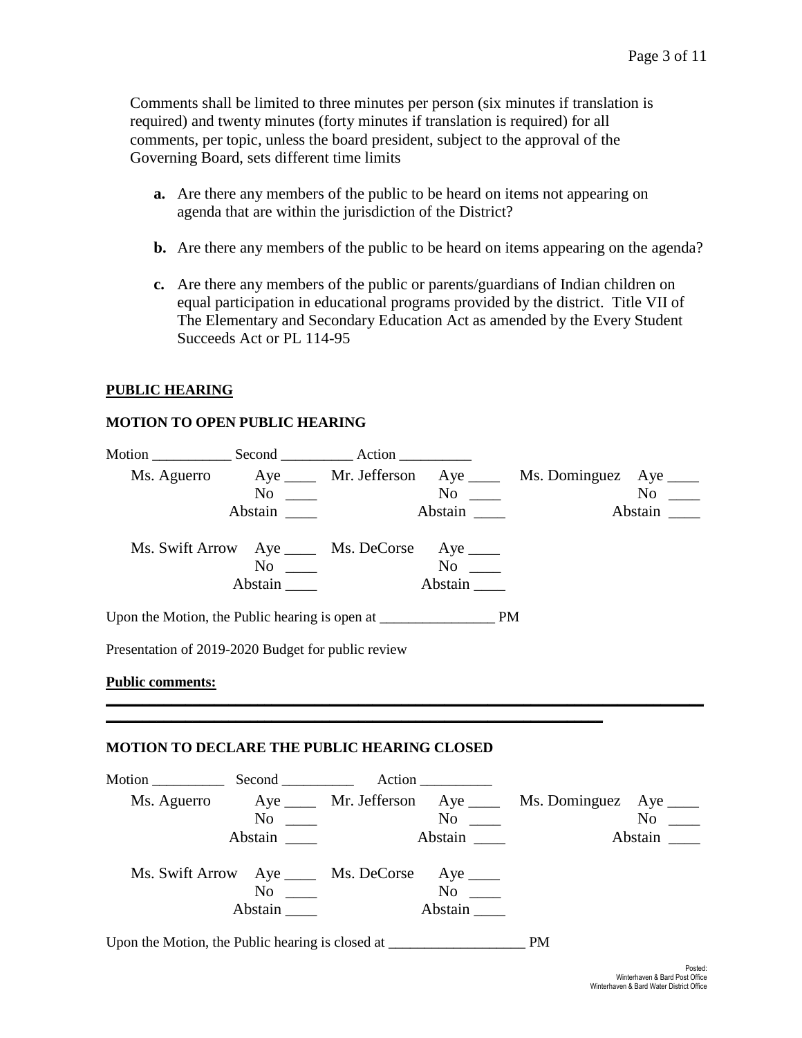Comments shall be limited to three minutes per person (six minutes if translation is required) and twenty minutes (forty minutes if translation is required) for all comments, per topic, unless the board president, subject to the approval of the Governing Board, sets different time limits

**a.** Are there any members of the public to be heard on items not appearing on agenda that are within the jurisdiction of the District?

**b.** Are there any members of the public to be heard on items appearing on the agenda?

**c.** Are there any members of the public or parents/guardians of Indian children on equal participation in educational programs provided by the district. Title VII of The Elementary and Secondary Education Act as amended by the Every Student Succeeds Act or PL 114-95

**PUBLIC HEARING**

**MOTION TO OPEN PUBLIC HEARING**

Motion ___________ Second __________ Action __________

| | | | | | |
|---|---|---|---|---|---|
| Ms. Aguerro | Aye ____ | Mr. Jefferson | Aye ____ | Ms. Dominguez | Aye ____ |
| | No ____ | | No ____ | | No ____ |
| | Abstain ____ | | Abstain ____ | | Abstain ____ |
| Ms. Swift Arrow | Aye ____ | Ms. DeCorse | Aye ____ | | |
| | No ____ | | No ____ | | |
| | Abstain ____ | | Abstain ____ | | |

Upon the Motion, the Public hearing is open at ________________ PM

Presentation of 2019-2020 Budget for public review

**Public comments:**

______________________________________________________________________________

_________________________________________________________________

**MOTION TO DECLARE THE PUBLIC HEARING CLOSED**

Motion __________ Second __________ Action __________

| | | | | | |
|---|---|---|---|---|---|
| Ms. Aguerro | Aye ____ | Mr. Jefferson | Aye ____ | Ms. Dominguez | Aye ____ |
| | No ____ | | No ____ | | No ____ |
| | Abstain ____ | | Abstain ____ | | Abstain ____ |
| Ms. Swift Arrow | Aye ____ | Ms. DeCorse | Aye ____ | | |
| | No ____ | | No ____ | | |
| | Abstain ____ | | Abstain ____ | | |

Upon the Motion, the Public hearing is closed at ___________________ PM

Posted:
Winterhaven & Bard Post Office
Winterhaven & Bard Water District Office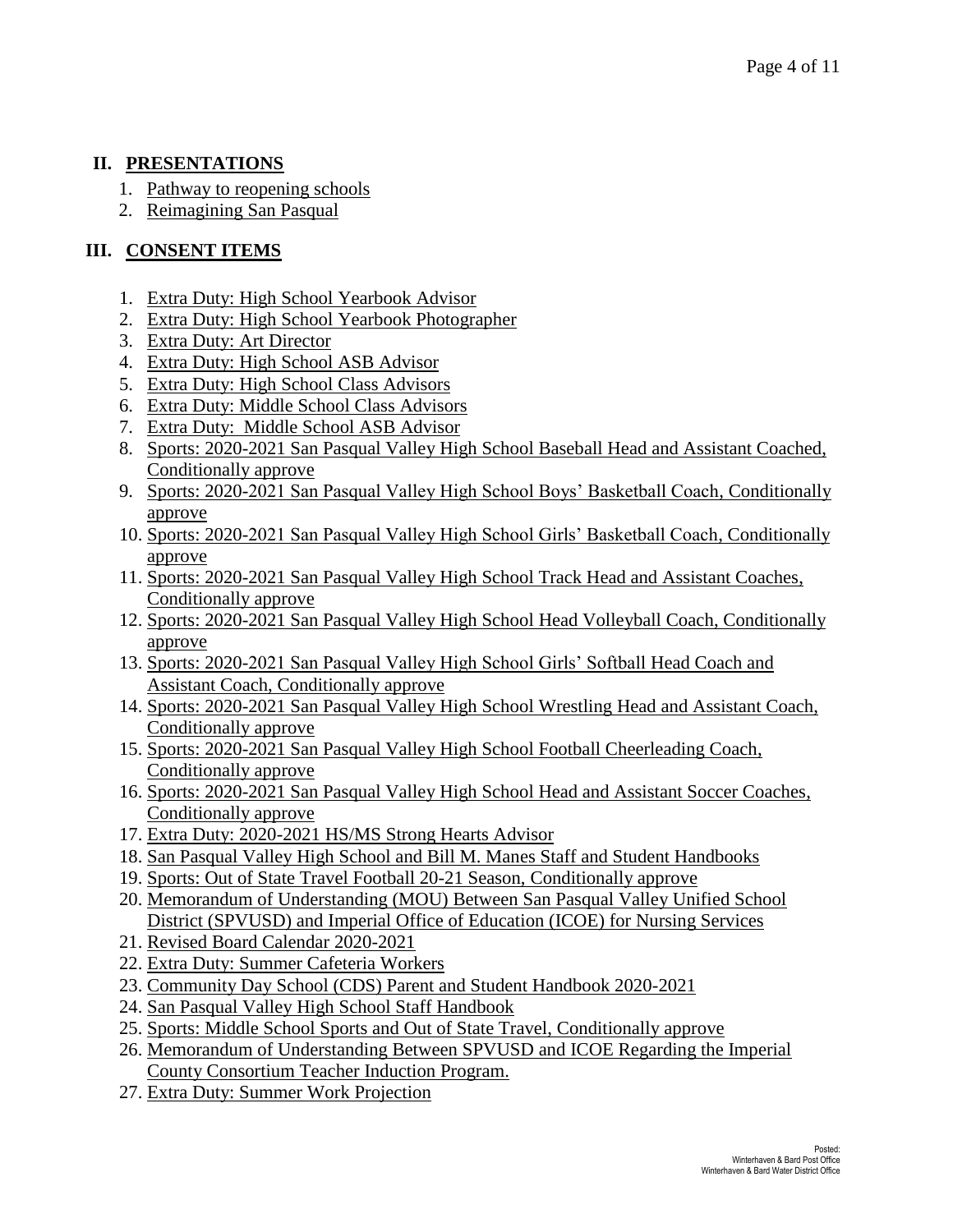## II. PRESENTATIONS

1. Pathway to reopening schools
2. Reimagining San Pasqual

## III. CONSENT ITEMS

1. Extra Duty: High School Yearbook Advisor
2. Extra Duty: High School Yearbook Photographer
3. Extra Duty: Art Director
4. Extra Duty: High School ASB Advisor
5. Extra Duty: High School Class Advisors
6. Extra Duty: Middle School Class Advisors
7. Extra Duty: Middle School ASB Advisor
8. Sports: 2020-2021 San Pasqual Valley High School Baseball Head and Assistant Coached, Conditionally approve
9. Sports: 2020-2021 San Pasqual Valley High School Boys' Basketball Coach, Conditionally approve
10. Sports: 2020-2021 San Pasqual Valley High School Girls' Basketball Coach, Conditionally approve
11. Sports: 2020-2021 San Pasqual Valley High School Track Head and Assistant Coaches, Conditionally approve
12. Sports: 2020-2021 San Pasqual Valley High School Head Volleyball Coach, Conditionally approve
13. Sports: 2020-2021 San Pasqual Valley High School Girls' Softball Head Coach and Assistant Coach, Conditionally approve
14. Sports: 2020-2021 San Pasqual Valley High School Wrestling Head and Assistant Coach, Conditionally approve
15. Sports: 2020-2021 San Pasqual Valley High School Football Cheerleading Coach, Conditionally approve
16. Sports: 2020-2021 San Pasqual Valley High School Head and Assistant Soccer Coaches, Conditionally approve
17. Extra Duty: 2020-2021 HS/MS Strong Hearts Advisor
18. San Pasqual Valley High School and Bill M. Manes Staff and Student Handbooks
19. Sports: Out of State Travel Football 20-21 Season, Conditionally approve
20. Memorandum of Understanding (MOU) Between San Pasqual Valley Unified School District (SPVUSD) and Imperial Office of Education (ICOE) for Nursing Services
21. Revised Board Calendar 2020-2021
22. Extra Duty: Summer Cafeteria Workers
23. Community Day School (CDS) Parent and Student Handbook 2020-2021
24. San Pasqual Valley High School Staff Handbook
25. Sports: Middle School Sports and Out of State Travel, Conditionally approve
26. Memorandum of Understanding Between SPVUSD and ICOE Regarding the Imperial County Consortium Teacher Induction Program.
27. Extra Duty: Summer Work Projection

Posted:
Winterhaven & Bard Post Office
Winterhaven & Bard Water District Office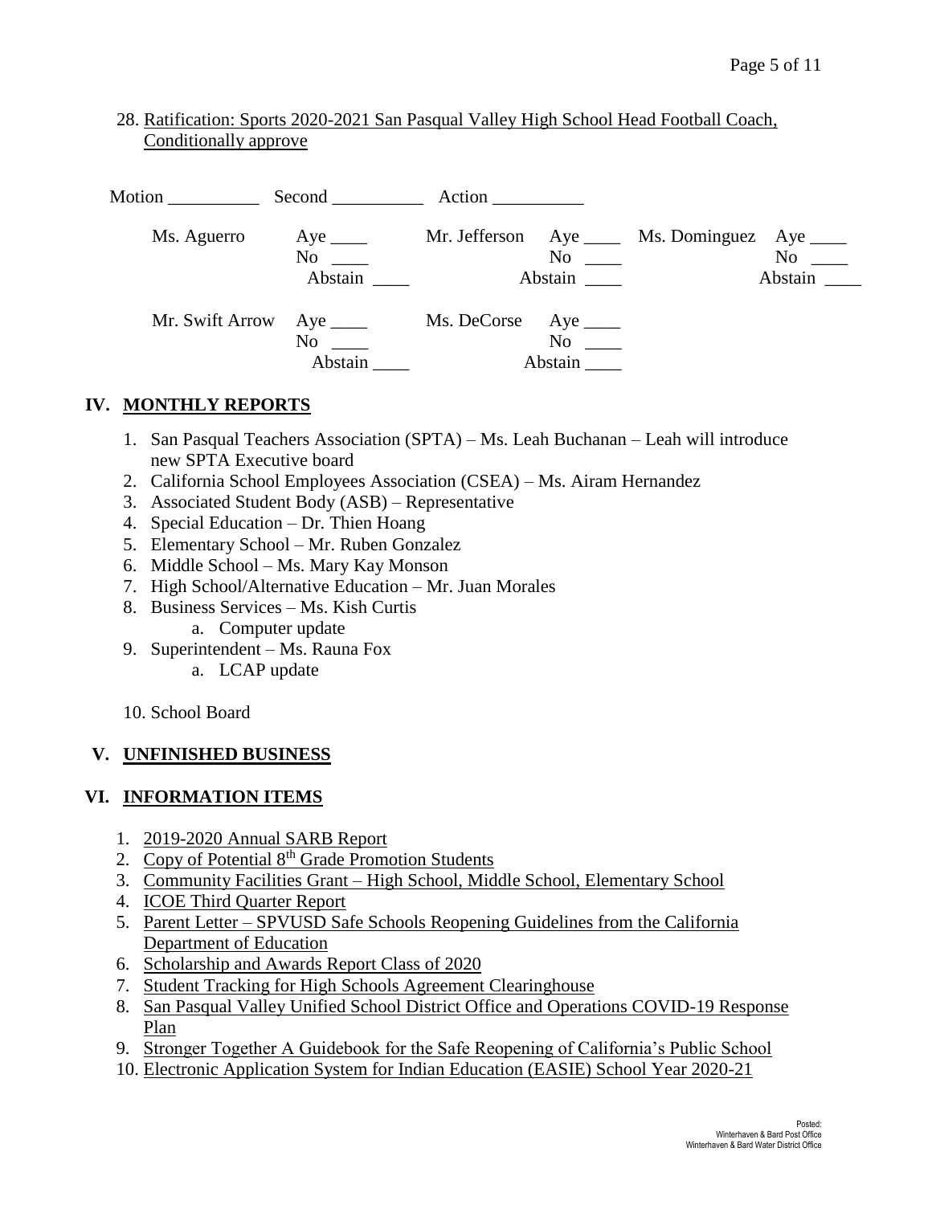28. Ratification: Sports 2020-2021 San Pasqual Valley High School Head Football Coach, Conditionally approve

Motion __________ Second __________ Action __________

| | | | | | |
|---|---|---|---|---|---|
| Ms. Aguerro | Aye ____ No ____ Abstain ____ | Mr. Jefferson | Aye ____ No ____ Abstain ____ | Ms. Dominguez | Aye ____ No ____ Abstain ____ |
| Mr. Swift Arrow | Aye ____ No ____ Abstain ____ | Ms. DeCorse | Aye ____ No ____ Abstain ____ | | |

## IV. MONTHLY REPORTS

1. San Pasqual Teachers Association (SPTA) – Ms. Leah Buchanan – Leah will introduce new SPTA Executive board
2. California School Employees Association (CSEA) – Ms. Airam Hernandez
3. Associated Student Body (ASB) – Representative
4. Special Education – Dr. Thien Hoang
5. Elementary School – Mr. Ruben Gonzalez
6. Middle School – Ms. Mary Kay Monson
7. High School/Alternative Education – Mr. Juan Morales
8. Business Services – Ms. Kish Curtis
   a. Computer update
9. Superintendent – Ms. Rauna Fox
   a. LCAP update
10. School Board

## V. UNFINISHED BUSINESS

## VI. INFORMATION ITEMS

1. 2019-2020 Annual SARB Report
2. Copy of Potential 8th Grade Promotion Students
3. Community Facilities Grant – High School, Middle School, Elementary School
4. ICOE Third Quarter Report
5. Parent Letter – SPVUSD Safe Schools Reopening Guidelines from the California Department of Education
6. Scholarship and Awards Report Class of 2020
7. Student Tracking for High Schools Agreement Clearinghouse
8. San Pasqual Valley Unified School District Office and Operations COVID-19 Response Plan
9. Stronger Together A Guidebook for the Safe Reopening of California's Public School
10. Electronic Application System for Indian Education (EASIE) School Year 2020-21

Posted:
Winterhaven & Bard Post Office
Winterhaven & Bard Water District Office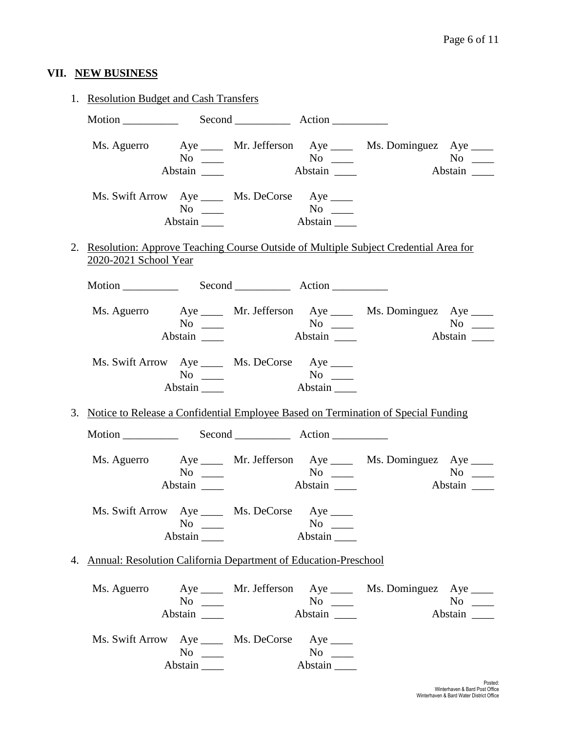## VII. NEW BUSINESS

1. Resolution Budget and Cash Transfers

   Motion __________ Second __________ Action __________

   | | | | | | |
   |---|---|---|---|---|---|
   | Ms. Aguerro | Aye ____ | Mr. Jefferson | Aye ____ | Ms. Dominguez | Aye ____ |
   | | No ____ | | No ____ | | No ____ |
   | | Abstain ____ | | Abstain ____ | | Abstain ____ |
   | Ms. Swift Arrow | Aye ____ | Ms. DeCorse | Aye ____ | | |
   | | No ____ | | No ____ | | |
   | | Abstain ____ | | Abstain ____ | | |

2. Resolution: Approve Teaching Course Outside of Multiple Subject Credential Area for 2020-2021 School Year

   Motion __________ Second __________ Action __________

   | | | | | | |
   |---|---|---|---|---|---|
   | Ms. Aguerro | Aye ____ | Mr. Jefferson | Aye ____ | Ms. Dominguez | Aye ____ |
   | | No ____ | | No ____ | | No ____ |
   | | Abstain ____ | | Abstain ____ | | Abstain ____ |
   | Ms. Swift Arrow | Aye ____ | Ms. DeCorse | Aye ____ | | |
   | | No ____ | | No ____ | | |
   | | Abstain ____ | | Abstain ____ | | |

3. Notice to Release a Confidential Employee Based on Termination of Special Funding

   Motion __________ Second __________ Action __________

   | | | | | | |
   |---|---|---|---|---|---|
   | Ms. Aguerro | Aye ____ | Mr. Jefferson | Aye ____ | Ms. Dominguez | Aye ____ |
   | | No ____ | | No ____ | | No ____ |
   | | Abstain ____ | | Abstain ____ | | Abstain ____ |
   | Ms. Swift Arrow | Aye ____ | Ms. DeCorse | Aye ____ | | |
   | | No ____ | | No ____ | | |
   | | Abstain ____ | | Abstain ____ | | |

4. Annual: Resolution California Department of Education-Preschool

   | | | | | | |
   |---|---|---|---|---|---|
   | Ms. Aguerro | Aye ____ | Mr. Jefferson | Aye ____ | Ms. Dominguez | Aye ____ |
   | | No ____ | | No ____ | | No ____ |
   | | Abstain ____ | | Abstain ____ | | Abstain ____ |
   | Ms. Swift Arrow | Aye ____ | Ms. DeCorse | Aye ____ | | |
   | | No ____ | | No ____ | | |
   | | Abstain ____ | | Abstain ____ | | |

Posted:
Winterhaven & Bard Post Office
Winterhaven & Bard Water District Office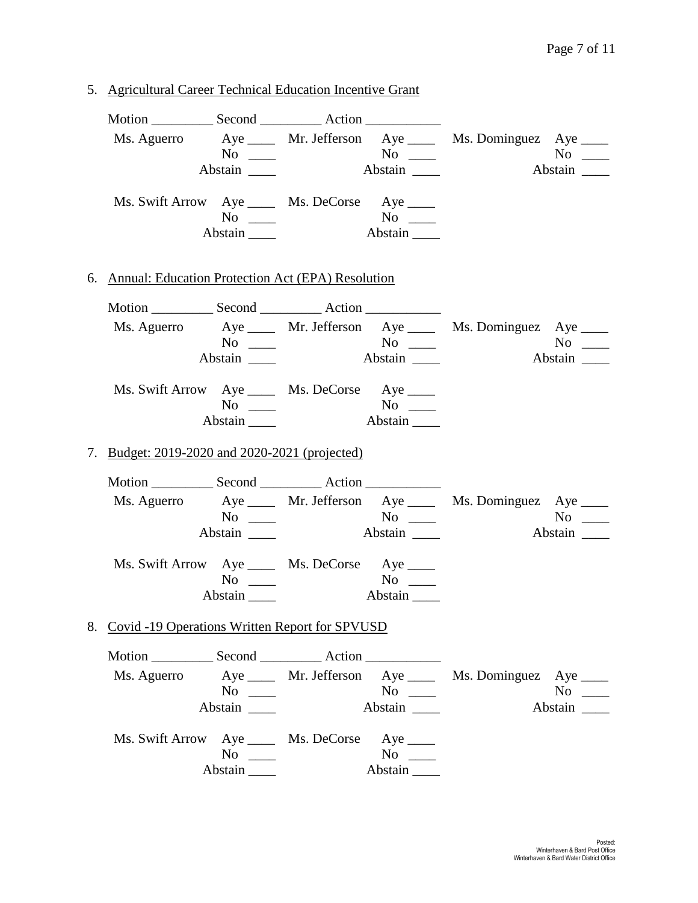5. Agricultural Career Technical Education Incentive Grant

   Motion _________ Second _________ Action ___________

   | | | | | | |
   |---|---|---|---|---|---|
   | Ms. Aguerro | Aye ____ | Mr. Jefferson | Aye ____ | Ms. Dominguez | Aye ____ |
   | | No ____ | | No ____ | | No ____ |
   | | Abstain ____ | | Abstain ____ | | Abstain ____ |
   | Ms. Swift Arrow | Aye ____ | Ms. DeCorse | Aye ____ | | |
   | | No ____ | | No ____ | | |
   | | Abstain ____ | | Abstain ____ | | |

6. Annual: Education Protection Act (EPA) Resolution

   Motion _________ Second _________ Action ___________

   | | | | | | |
   |---|---|---|---|---|---|
   | Ms. Aguerro | Aye ____ | Mr. Jefferson | Aye ____ | Ms. Dominguez | Aye ____ |
   | | No ____ | | No ____ | | No ____ |
   | | Abstain ____ | | Abstain ____ | | Abstain ____ |
   | Ms. Swift Arrow | Aye ____ | Ms. DeCorse | Aye ____ | | |
   | | No ____ | | No ____ | | |
   | | Abstain ____ | | Abstain ____ | | |

7. Budget: 2019-2020 and 2020-2021 (projected)

   Motion _________ Second _________ Action ___________

   | | | | | | |
   |---|---|---|---|---|---|
   | Ms. Aguerro | Aye ____ | Mr. Jefferson | Aye ____ | Ms. Dominguez | Aye ____ |
   | | No ____ | | No ____ | | No ____ |
   | | Abstain ____ | | Abstain ____ | | Abstain ____ |
   | Ms. Swift Arrow | Aye ____ | Ms. DeCorse | Aye ____ | | |
   | | No ____ | | No ____ | | |
   | | Abstain ____ | | Abstain ____ | | |

8. Covid -19 Operations Written Report for SPVUSD

   Motion _________ Second _________ Action ___________

   | | | | | | |
   |---|---|---|---|---|---|
   | Ms. Aguerro | Aye ____ | Mr. Jefferson | Aye ____ | Ms. Dominguez | Aye ____ |
   | | No ____ | | No ____ | | No ____ |
   | | Abstain ____ | | Abstain ____ | | Abstain ____ |
   | Ms. Swift Arrow | Aye ____ | Ms. DeCorse | Aye ____ | | |
   | | No ____ | | No ____ | | |
   | | Abstain ____ | | Abstain ____ | | |

Posted:
Winterhaven & Bard Post Office
Winterhaven & Bard Water District Office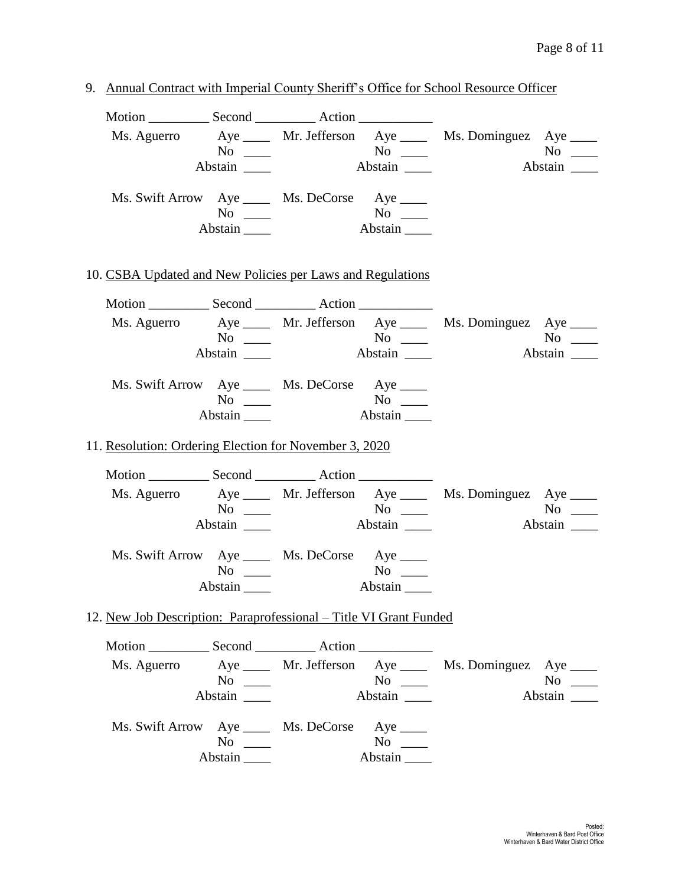9. Annual Contract with Imperial County Sheriff's Office for School Resource Officer

Motion _________ Second _________ Action ___________

Ms. Aguerro Aye ____ No ____ Abstain ____
Mr. Jefferson Aye ____ No ____ Abstain ____
Ms. Dominguez Aye ____ No ____ Abstain ____

Ms. Swift Arrow Aye ____ No ____ Abstain ____
Ms. DeCorse Aye ____ No ____ Abstain ____

10. CSBA Updated and New Policies per Laws and Regulations

Motion _________ Second _________ Action ___________

Ms. Aguerro Aye ____ No ____ Abstain ____
Mr. Jefferson Aye ____ No ____ Abstain ____
Ms. Dominguez Aye ____ No ____ Abstain ____

Ms. Swift Arrow Aye ____ No ____ Abstain ____
Ms. DeCorse Aye ____ No ____ Abstain ____

11. Resolution: Ordering Election for November 3, 2020

Motion _________ Second _________ Action ___________

Ms. Aguerro Aye ____ No ____ Abstain ____
Mr. Jefferson Aye ____ No ____ Abstain ____
Ms. Dominguez Aye ____ No ____ Abstain ____

Ms. Swift Arrow Aye ____ No ____ Abstain ____
Ms. DeCorse Aye ____ No ____ Abstain ____

12. New Job Description: Paraprofessional – Title VI Grant Funded

Motion _________ Second _________ Action ___________

Ms. Aguerro Aye ____ No ____ Abstain ____
Mr. Jefferson Aye ____ No ____ Abstain ____
Ms. Dominguez Aye ____ No ____ Abstain ____

Ms. Swift Arrow Aye ____ No ____ Abstain ____
Ms. DeCorse Aye ____ No ____ Abstain ____

Posted:
Winterhaven & Bard Post Office
Winterhaven & Bard Water District Office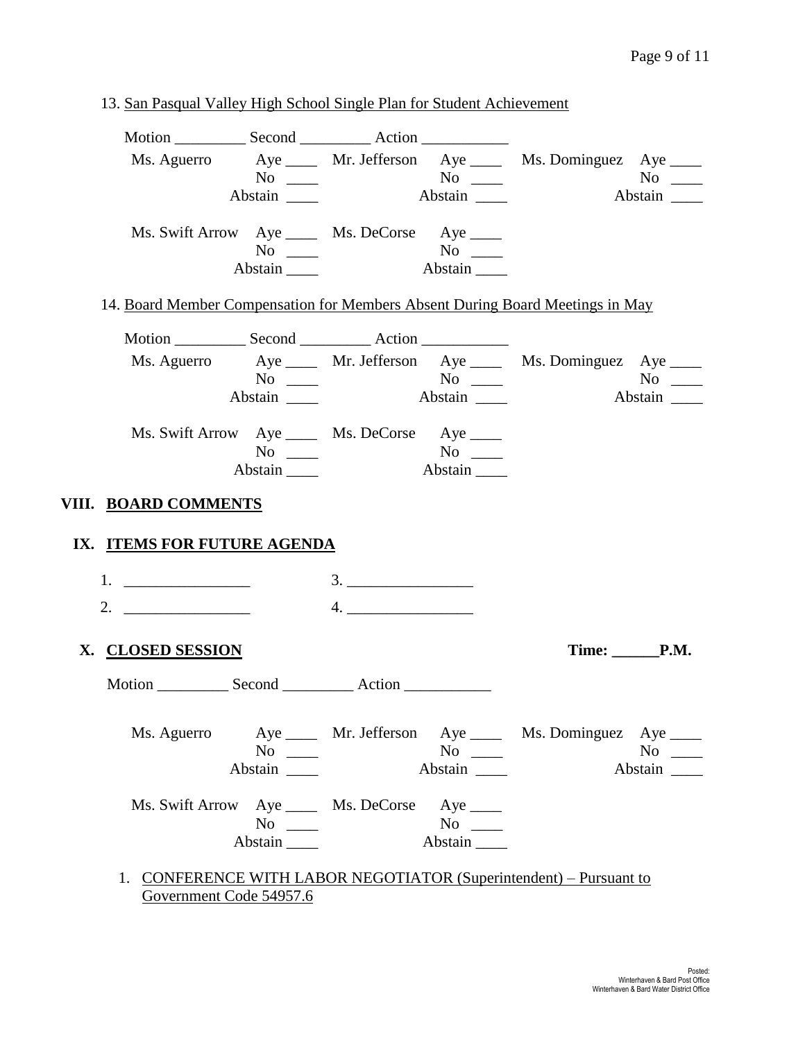13. San Pasqual Valley High School Single Plan for Student Achievement

Motion _________ Second _________ Action ___________

| | | | | | |
|---|---|---|---|---|---|
| Ms. Aguerro | Aye ____ | Mr. Jefferson | Aye ____ | Ms. Dominguez | Aye ____ |
| | No ____ | | No ____ | | No ____ |
| | Abstain ____ | | Abstain ____ | | Abstain ____ |
| Ms. Swift Arrow | Aye ____ | Ms. DeCorse | Aye ____ | | |
| | No ____ | | No ____ | | |
| | Abstain ____ | | Abstain ____ | | |

14. Board Member Compensation for Members Absent During Board Meetings in May

Motion _________ Second _________ Action ___________

| | | | | | |
|---|---|---|---|---|---|
| Ms. Aguerro | Aye ____ | Mr. Jefferson | Aye ____ | Ms. Dominguez | Aye ____ |
| | No ____ | | No ____ | | No ____ |
| | Abstain ____ | | Abstain ____ | | Abstain ____ |
| Ms. Swift Arrow | Aye ____ | Ms. DeCorse | Aye ____ | | |
| | No ____ | | No ____ | | |
| | Abstain ____ | | Abstain ____ | | |

## VIII. BOARD COMMENTS

## IX. ITEMS FOR FUTURE AGENDA

1. ________________
2. ________________
3. ________________
4. ________________

## X. CLOSED SESSION

**Time: ______P.M.**

Motion _________ Second _________ Action ___________

| | | | | | |
|---|---|---|---|---|---|
| Ms. Aguerro | Aye ____ | Mr. Jefferson | Aye ____ | Ms. Dominguez | Aye ____ |
| | No ____ | | No ____ | | No ____ |
| | Abstain ____ | | Abstain ____ | | Abstain ____ |
| Ms. Swift Arrow | Aye ____ | Ms. DeCorse | Aye ____ | | |
| | No ____ | | No ____ | | |
| | Abstain ____ | | Abstain ____ | | |

1. CONFERENCE WITH LABOR NEGOTIATOR (Superintendent) – Pursuant to Government Code 54957.6

Posted:
Winterhaven & Bard Post Office
Winterhaven & Bard Water District Office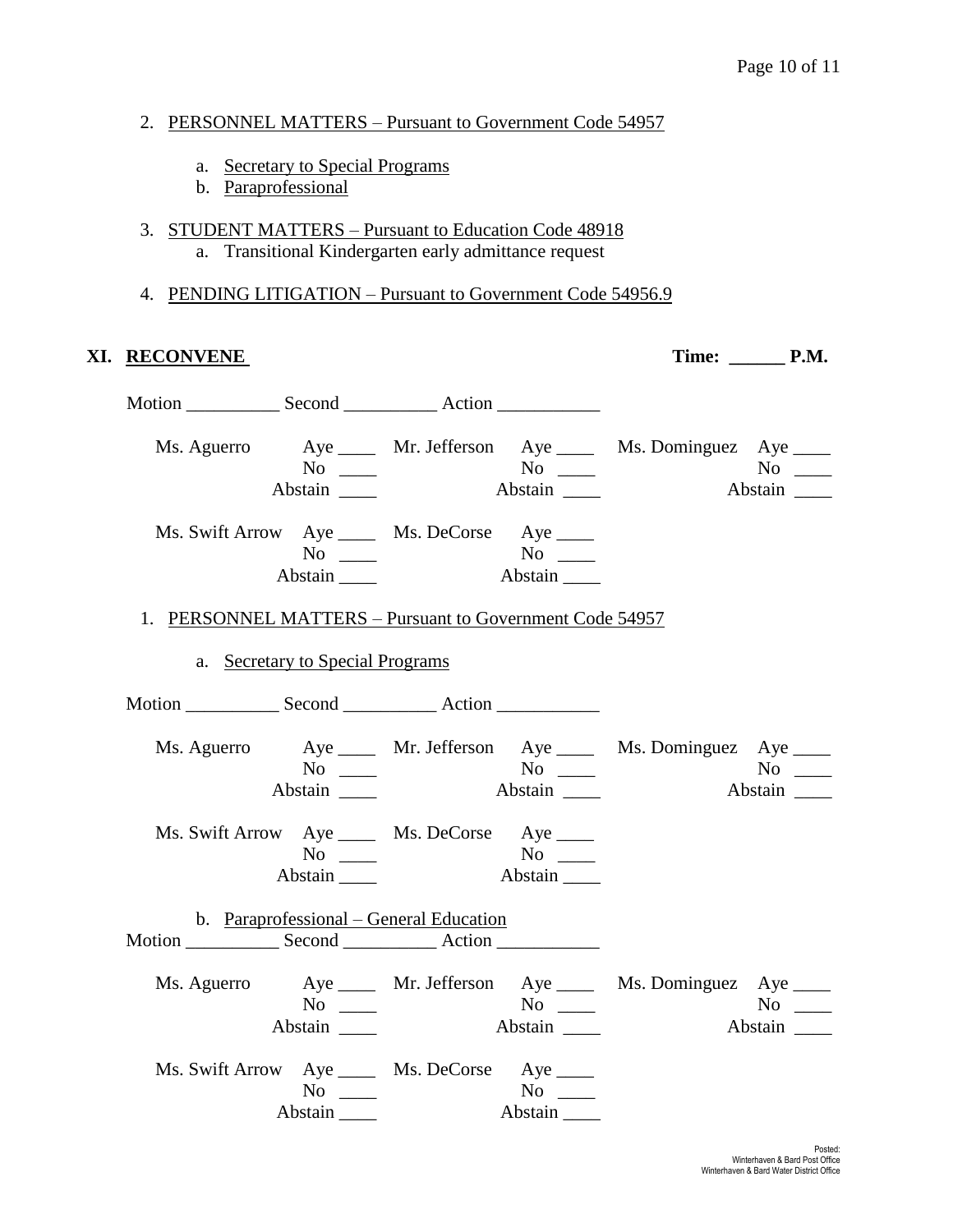2. PERSONNEL MATTERS – Pursuant to Government Code 54957

    a. Secretary to Special Programs
    b. Paraprofessional

3. STUDENT MATTERS – Pursuant to Education Code 48918
    a. Transitional Kindergarten early admittance request

4. PENDING LITIGATION – Pursuant to Government Code 54956.9

## XI. RECONVENE Time: ______ P.M.

Motion __________ Second __________ Action ___________

| | | | | | |
|---|---|---|---|---|---|
| Ms. Aguerro | Aye ____ | Mr. Jefferson | Aye ____ | Ms. Dominguez | Aye ____ |
| | No ____ | | No ____ | | No ____ |
| | Abstain ____ | | Abstain ____ | | Abstain ____ |
| Ms. Swift Arrow | Aye ____ | Ms. DeCorse | Aye ____ | | |
| | No ____ | | No ____ | | |
| | Abstain ____ | | Abstain ____ | | |

1. PERSONNEL MATTERS – Pursuant to Government Code 54957

    a. Secretary to Special Programs

Motion __________ Second __________ Action ___________

| | | | | | |
|---|---|---|---|---|---|
| Ms. Aguerro | Aye ____ | Mr. Jefferson | Aye ____ | Ms. Dominguez | Aye ____ |
| | No ____ | | No ____ | | No ____ |
| | Abstain ____ | | Abstain ____ | | Abstain ____ |
| Ms. Swift Arrow | Aye ____ | Ms. DeCorse | Aye ____ | | |
| | No ____ | | No ____ | | |
| | Abstain ____ | | Abstain ____ | | |

    b. Paraprofessional – General Education

Motion __________ Second __________ Action ___________

| | | | | | |
|---|---|---|---|---|---|
| Ms. Aguerro | Aye ____ | Mr. Jefferson | Aye ____ | Ms. Dominguez | Aye ____ |
| | No ____ | | No ____ | | No ____ |
| | Abstain ____ | | Abstain ____ | | Abstain ____ |
| Ms. Swift Arrow | Aye ____ | Ms. DeCorse | Aye ____ | | |
| | No ____ | | No ____ | | |
| | Abstain ____ | | Abstain ____ | | |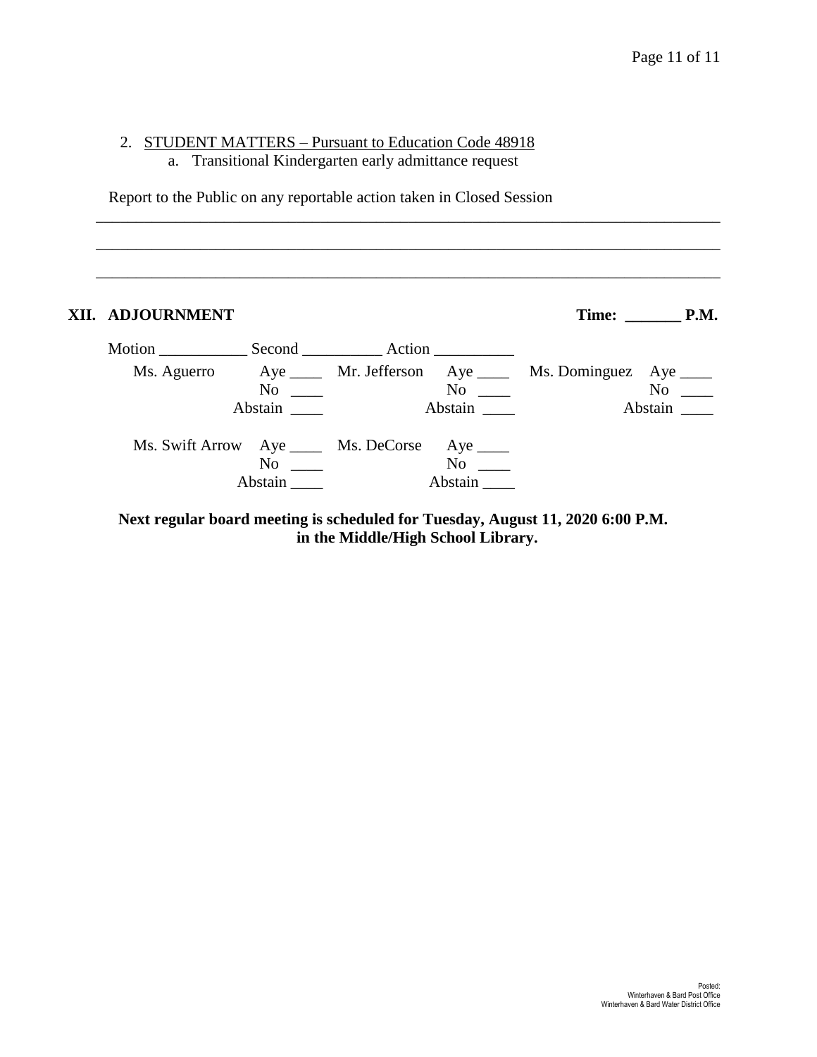2. STUDENT MATTERS – Pursuant to Education Code 48918
   a. Transitional Kindergarten early admittance request

Report to the Public on any reportable action taken in Closed Session

\_\_\_\_\_\_\_\_\_\_\_\_\_\_\_\_\_\_\_\_\_\_\_\_\_\_\_\_\_\_\_\_\_\_\_\_\_\_\_\_\_\_\_\_\_\_\_\_\_\_\_\_\_\_\_\_\_\_\_\_\_\_\_\_\_\_\_\_\_\_\_\_

\_\_\_\_\_\_\_\_\_\_\_\_\_\_\_\_\_\_\_\_\_\_\_\_\_\_\_\_\_\_\_\_\_\_\_\_\_\_\_\_\_\_\_\_\_\_\_\_\_\_\_\_\_\_\_\_\_\_\_\_\_\_\_\_\_\_\_\_\_\_\_\_

\_\_\_\_\_\_\_\_\_\_\_\_\_\_\_\_\_\_\_\_\_\_\_\_\_\_\_\_\_\_\_\_\_\_\_\_\_\_\_\_\_\_\_\_\_\_\_\_\_\_\_\_\_\_\_\_\_\_\_\_\_\_\_\_\_\_\_\_\_\_\_\_

## XII. ADJOURNMENT                                    Time: _______ P.M.

Motion ___________ Second __________ Action __________

| | | | | | |
|---|---|---|---|---|---|
| Ms. Aguerro | Aye ____<br>No ____<br>Abstain ____ | Mr. Jefferson | Aye ____<br>No ____<br>Abstain ____ | Ms. Dominguez | Aye ____<br>No ____<br>Abstain ____ |
| Ms. Swift Arrow | Aye ____<br>No ____<br>Abstain ____ | Ms. DeCorse | Aye ____<br>No ____<br>Abstain ____ | | |

**Next regular board meeting is scheduled for Tuesday, August 11, 2020 6:00 P.M. in the Middle/High School Library.**

Posted:
Winterhaven & Bard Post Office
Winterhaven & Bard Water District Office